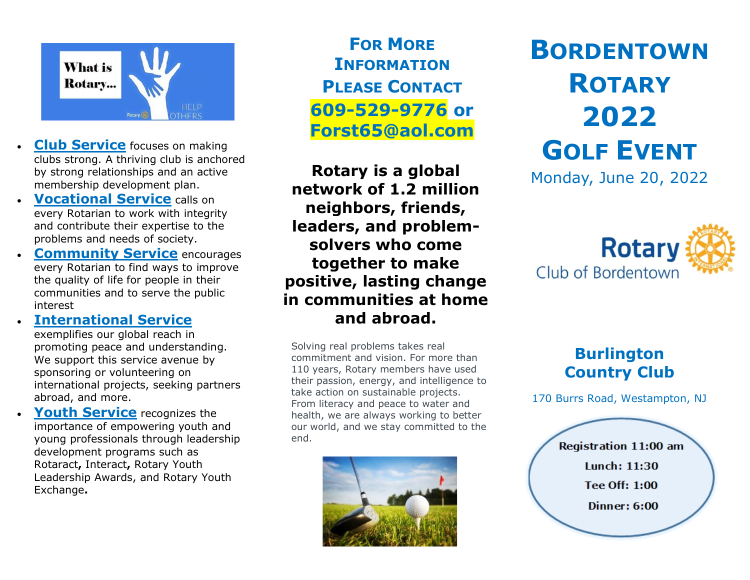- **Club Service** focuses on making clubs strong. A thriving club is anchored by strong relationships and an active membership development plan.
- **Vocational Service** calls on every Rotarian to work with integrity and contribute their expertise to the problems and needs of society.
- **Community Service** encourages every Rotarian to find ways to improve the quality of life for people in their communities and to serve the public interest
- **International Service** exemplifies our global reach in promoting peace and understanding. We support this service avenue by sponsoring or volunteering on international projects, seeking partners abroad, and more.
- **Youth Service** recognizes the importance of empowering youth and young professionals through leadership development programs such as Rotaract**,** Interact**,** Rotary Youth Leadership Awards, and Rotary Youth Exchange**.**

## For More Information Please Contact

**609-529-9776 or Forst65@aol.com**

**Rotary is a global network of 1.2 million neighbors, friends, leaders, and problem-solvers who come together to make positive, lasting change in communities at home and abroad.**

Solving real problems takes real commitment and vision. For more than 110 years, Rotary members have used their passion, energy, and intelligence to take action on sustainable projects. From literacy and peace to water and health, we are always working to better our world, and we stay committed to the end.

# Bordentown Rotary 2022 Golf Event

Monday, June 20, 2022

Rotary Club of Bordentown

## Burlington Country Club

170 Burrs Road, Westampton, NJ

**Registration 11:00 am**

**Lunch: 11:30**

**Tee Off: 1:00**

**Dinner: 6:00**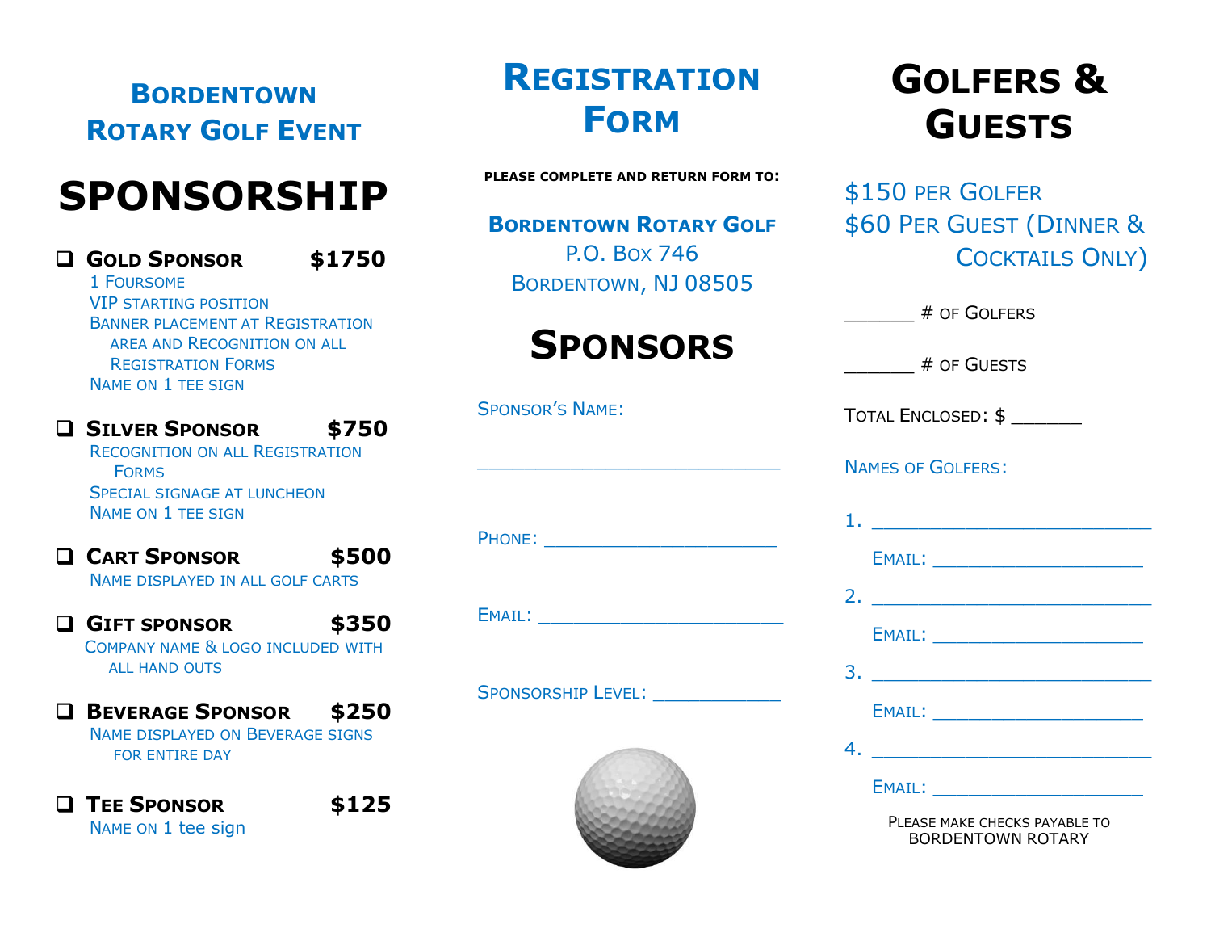## Bordentown Rotary Golf Event

# SPONSORSHIP

- ❑ **Gold Sponsor** **$1750**
  - 1 Foursome
  - VIP starting position
  - Banner placement at Registration area and Recognition on all Registration Forms
  - Name on 1 tee sign

- ❑ **Silver Sponsor** **$750**
  - Recognition on all Registration Forms
  - Special signage at luncheon
  - Name on 1 tee sign

- ❑ **Cart Sponsor** **$500**
  - Name displayed in all golf carts

- ❑ **Gift sponsor** **$350**
  - Company name & logo included with all hand outs

- ❑ **Beverage Sponsor** **$250**
  - Name displayed on Beverage signs for entire day

- ❑ **Tee Sponsor** **$125**
  - Name on 1 tee sign

# Registration Form

**PLEASE COMPLETE AND RETURN FORM TO:**

**Bordentown Rotary Golf**
P.O. Box 746
Bordentown, NJ 08505

# Sponsors

Sponsor's Name:

____________________________

Phone: ______________________

Email: _______________________

Sponsorship Level: ____________

# Golfers & Guests

$150 per Golfer
$60 Per Guest (Dinner & Cocktails Only)

_______ # of Golfers

_______ # of Guests

Total Enclosed: $ _______

Names of Golfers:

1. ___________________________
   Email: ____________________
2. ___________________________
   Email: ____________________
3. ___________________________
   Email: ____________________
4. ___________________________
   Email: ____________________

Please make checks payable to BORDENTOWN ROTARY